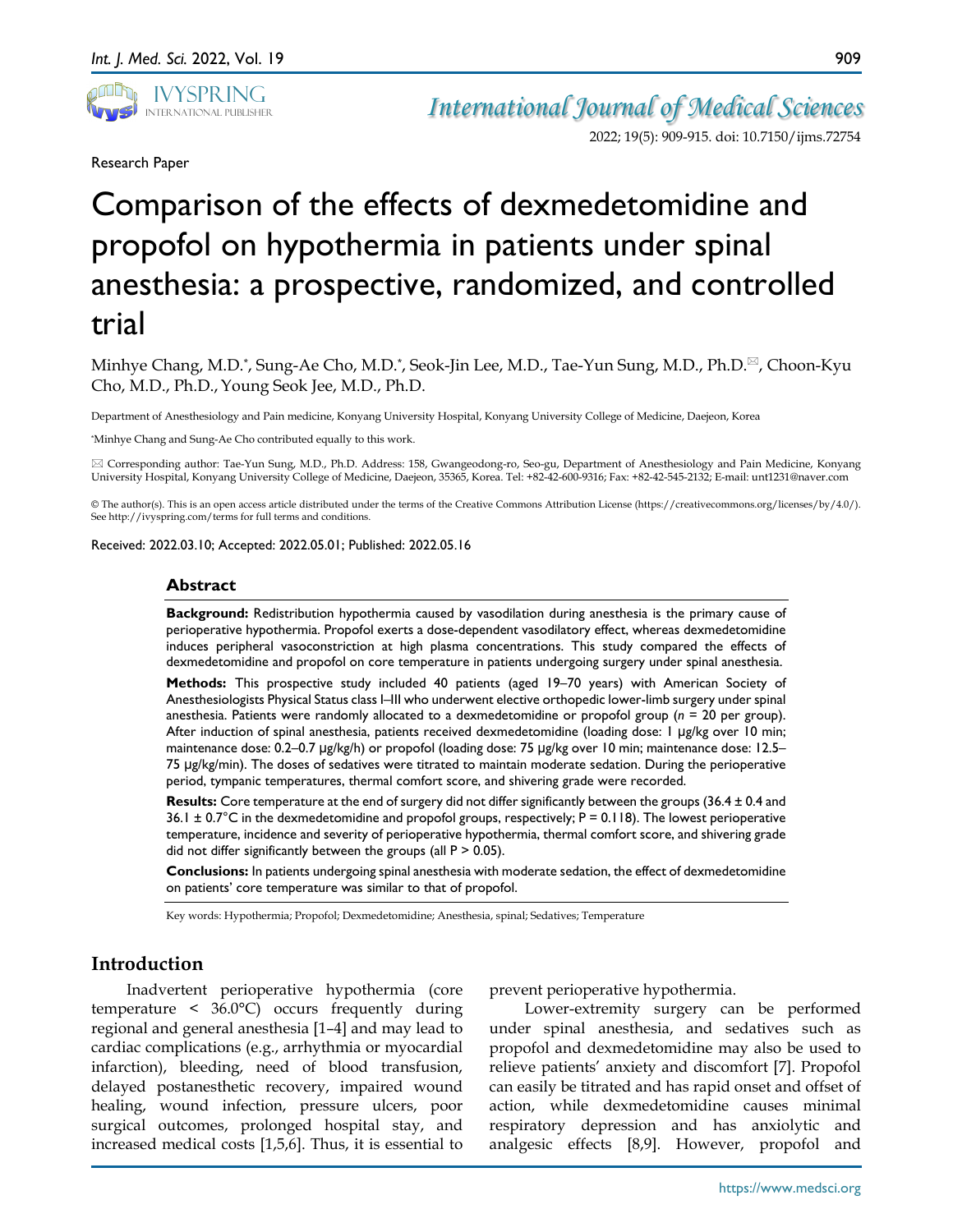Research Paper

# Comparison of the effects of dexmedetomidine and propofol on hypothermia in patients under spinal anesthesia: a prospective, randomized, and controlled trial

Minhye Chang, M.D.*, Sung-Ae Cho, M.D.*, Seok-Jin Lee, M.D., Tae-Yun Sung, M.D., Ph.D.✉, Choon-Kyu Cho, M.D., Ph.D., Young Seok Jee, M.D., Ph.D.

Department of Anesthesiology and Pain medicine, Konyang University Hospital, Konyang University College of Medicine, Daejeon, Korea

*Minhye Chang and Sung-Ae Cho contributed equally to this work.

✉ Corresponding author: Tae-Yun Sung, M.D., Ph.D. Address: 158, Gwangeodong-ro, Seo-gu, Department of Anesthesiology and Pain Medicine, Konyang University Hospital, Konyang University College of Medicine, Daejeon, 35365, Korea. Tel: +82-42-600-9316; Fax: +82-42-545-2132; E-mail: unt1231@naver.com

© The author(s). This is an open access article distributed under the terms of the Creative Commons Attribution License (https://creativecommons.org/licenses/by/4.0/). See http://ivyspring.com/terms for full terms and conditions.

Received: 2022.03.10; Accepted: 2022.05.01; Published: 2022.05.16

## Abstract

**Background:** Redistribution hypothermia caused by vasodilation during anesthesia is the primary cause of perioperative hypothermia. Propofol exerts a dose-dependent vasodilatory effect, whereas dexmedetomidine induces peripheral vasoconstriction at high plasma concentrations. This study compared the effects of dexmedetomidine and propofol on core temperature in patients undergoing surgery under spinal anesthesia.

**Methods:** This prospective study included 40 patients (aged 19–70 years) with American Society of Anesthesiologists Physical Status class I–III who underwent elective orthopedic lower-limb surgery under spinal anesthesia. Patients were randomly allocated to a dexmedetomidine or propofol group ($n$ = 20 per group). After induction of spinal anesthesia, patients received dexmedetomidine (loading dose: 1 μg/kg over 10 min; maintenance dose: 0.2–0.7 μg/kg/h) or propofol (loading dose: 75 μg/kg over 10 min; maintenance dose: 12.5–75 μg/kg/min). The doses of sedatives were titrated to maintain moderate sedation. During the perioperative period, tympanic temperatures, thermal comfort score, and shivering grade were recorded.

**Results:** Core temperature at the end of surgery did not differ significantly between the groups (36.4 ± 0.4 and 36.1 ± 0.7°C in the dexmedetomidine and propofol groups, respectively; P = 0.118). The lowest perioperative temperature, incidence and severity of perioperative hypothermia, thermal comfort score, and shivering grade did not differ significantly between the groups (all P > 0.05).

**Conclusions:** In patients undergoing spinal anesthesia with moderate sedation, the effect of dexmedetomidine on patients' core temperature was similar to that of propofol.

Key words: Hypothermia; Propofol; Dexmedetomidine; Anesthesia, spinal; Sedatives; Temperature

## Introduction

Inadvertent perioperative hypothermia (core temperature < 36.0°C) occurs frequently during regional and general anesthesia [1–4] and may lead to cardiac complications (e.g., arrhythmia or myocardial infarction), bleeding, need of blood transfusion, delayed postanesthetic recovery, impaired wound healing, wound infection, pressure ulcers, poor surgical outcomes, prolonged hospital stay, and increased medical costs [1,5,6]. Thus, it is essential to prevent perioperative hypothermia.

Lower-extremity surgery can be performed under spinal anesthesia, and sedatives such as propofol and dexmedetomidine may also be used to relieve patients' anxiety and discomfort [7]. Propofol can easily be titrated and has rapid onset and offset of action, while dexmedetomidine causes minimal respiratory depression and has anxiolytic and analgesic effects [8,9]. However, propofol and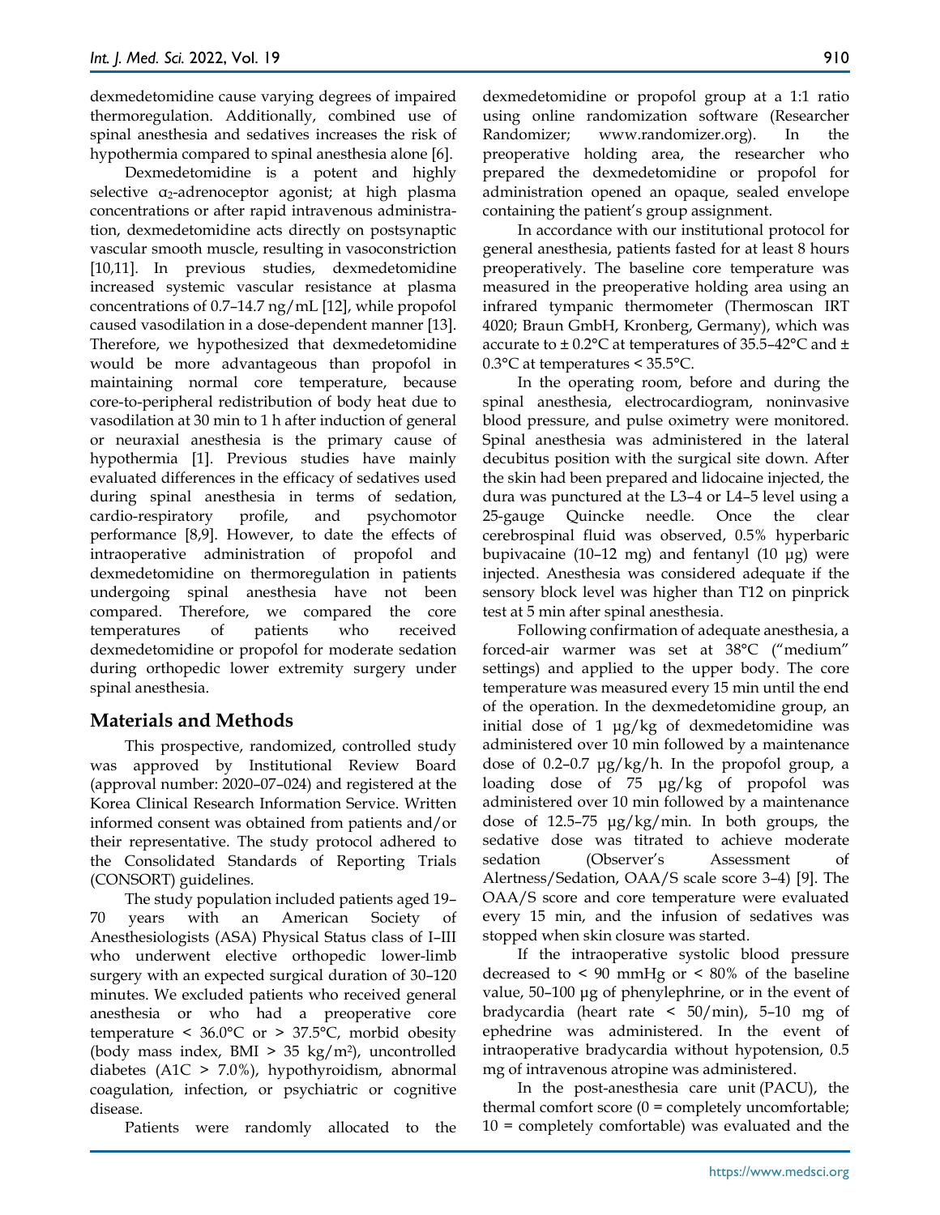dexmedetomidine cause varying degrees of impaired thermoregulation. Additionally, combined use of spinal anesthesia and sedatives increases the risk of hypothermia compared to spinal anesthesia alone [6].

Dexmedetomidine is a potent and highly selective $\alpha_2$-adrenoceptor agonist; at high plasma concentrations or after rapid intravenous administration, dexmedetomidine acts directly on postsynaptic vascular smooth muscle, resulting in vasoconstriction [10,11]. In previous studies, dexmedetomidine increased systemic vascular resistance at plasma concentrations of 0.7–14.7 ng/mL [12], while propofol caused vasodilation in a dose-dependent manner [13]. Therefore, we hypothesized that dexmedetomidine would be more advantageous than propofol in maintaining normal core temperature, because core-to-peripheral redistribution of body heat due to vasodilation at 30 min to 1 h after induction of general or neuraxial anesthesia is the primary cause of hypothermia [1]. Previous studies have mainly evaluated differences in the efficacy of sedatives used during spinal anesthesia in terms of sedation, cardio-respiratory profile, and psychomotor performance [8,9]. However, to date the effects of intraoperative administration of propofol and dexmedetomidine on thermoregulation in patients undergoing spinal anesthesia have not been compared. Therefore, we compared the core temperatures of patients who received dexmedetomidine or propofol for moderate sedation during orthopedic lower extremity surgery under spinal anesthesia.

## Materials and Methods

This prospective, randomized, controlled study was approved by Institutional Review Board (approval number: 2020–07–024) and registered at the Korea Clinical Research Information Service. Written informed consent was obtained from patients and/or their representative. The study protocol adhered to the Consolidated Standards of Reporting Trials (CONSORT) guidelines.

The study population included patients aged 19–70 years with an American Society of Anesthesiologists (ASA) Physical Status class of I–III who underwent elective orthopedic lower-limb surgery with an expected surgical duration of 30–120 minutes. We excluded patients who received general anesthesia or who had a preoperative core temperature < 36.0°C or > 37.5°C, morbid obesity (body mass index, BMI > 35 kg/m$^2$), uncontrolled diabetes (A1C > 7.0%), hypothyroidism, abnormal coagulation, infection, or psychiatric or cognitive disease.

Patients were randomly allocated to the dexmedetomidine or propofol group at a 1:1 ratio using online randomization software (Researcher Randomizer; www.randomizer.org). In the preoperative holding area, the researcher who prepared the dexmedetomidine or propofol for administration opened an opaque, sealed envelope containing the patient's group assignment.

In accordance with our institutional protocol for general anesthesia, patients fasted for at least 8 hours preoperatively. The baseline core temperature was measured in the preoperative holding area using an infrared tympanic thermometer (Thermoscan IRT 4020; Braun GmbH, Kronberg, Germany), which was accurate to ± 0.2°C at temperatures of 35.5–42°C and ± 0.3°C at temperatures < 35.5°C.

In the operating room, before and during the spinal anesthesia, electrocardiogram, noninvasive blood pressure, and pulse oximetry were monitored. Spinal anesthesia was administered in the lateral decubitus position with the surgical site down. After the skin had been prepared and lidocaine injected, the dura was punctured at the L3–4 or L4–5 level using a 25-gauge Quincke needle. Once the clear cerebrospinal fluid was observed, 0.5% hyperbaric bupivacaine (10–12 mg) and fentanyl (10 μg) were injected. Anesthesia was considered adequate if the sensory block level was higher than T12 on pinprick test at 5 min after spinal anesthesia.

Following confirmation of adequate anesthesia, a forced-air warmer was set at 38°C ("medium" settings) and applied to the upper body. The core temperature was measured every 15 min until the end of the operation. In the dexmedetomidine group, an initial dose of 1 μg/kg of dexmedetomidine was administered over 10 min followed by a maintenance dose of 0.2–0.7 μg/kg/h. In the propofol group, a loading dose of 75 μg/kg of propofol was administered over 10 min followed by a maintenance dose of 12.5–75 μg/kg/min. In both groups, the sedative dose was titrated to achieve moderate sedation (Observer's Assessment of Alertness/Sedation, OAA/S scale score 3–4) [9]. The OAA/S score and core temperature were evaluated every 15 min, and the infusion of sedatives was stopped when skin closure was started.

If the intraoperative systolic blood pressure decreased to < 90 mmHg or < 80% of the baseline value, 50–100 μg of phenylephrine, or in the event of bradycardia (heart rate < 50/min), 5–10 mg of ephedrine was administered. In the event of intraoperative bradycardia without hypotension, 0.5 mg of intravenous atropine was administered.

In the post-anesthesia care unit (PACU), the thermal comfort score (0 = completely uncomfortable; 10 = completely comfortable) was evaluated and the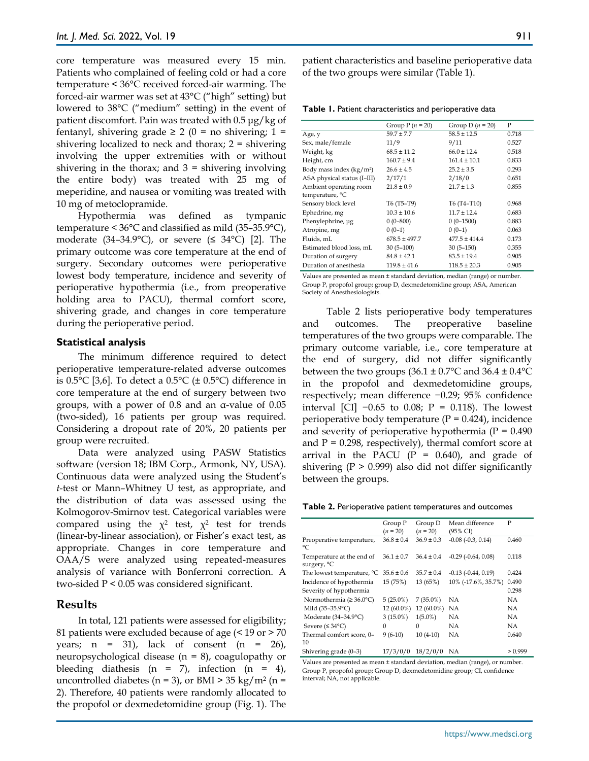core temperature was measured every 15 min. Patients who complained of feeling cold or had a core temperature < 36°C received forced-air warming. The forced-air warmer was set at 43°C ("high" setting) but lowered to 38°C ("medium" setting) in the event of patient discomfort. Pain was treated with 0.5 μg/kg of fentanyl, shivering grade ≥ 2 (0 = no shivering; 1 = shivering localized to neck and thorax; 2 = shivering involving the upper extremities with or without shivering in the thorax; and 3 = shivering involving the entire body) was treated with 25 mg of meperidine, and nausea or vomiting was treated with 10 mg of metoclopramide.

Hypothermia was defined as tympanic temperature < 36°C and classified as mild (35–35.9°C), moderate (34–34.9°C), or severe (≤ 34°C) [2]. The primary outcome was core temperature at the end of surgery. Secondary outcomes were perioperative lowest body temperature, incidence and severity of perioperative hypothermia (i.e., from preoperative holding area to PACU), thermal comfort score, shivering grade, and changes in core temperature during the perioperative period.

### Statistical analysis

The minimum difference required to detect perioperative temperature-related adverse outcomes is 0.5°C [3,6]. To detect a 0.5°C (± 0.5°C) difference in core temperature at the end of surgery between two groups, with a power of 0.8 and an α-value of 0.05 (two-sided), 16 patients per group was required. Considering a dropout rate of 20%, 20 patients per group were recruited.

Data were analyzed using PASW Statistics software (version 18; IBM Corp., Armonk, NY, USA). Continuous data were analyzed using the Student's *t*-test or Mann–Whitney U test, as appropriate, and the distribution of data was assessed using the Kolmogorov-Smirnov test. Categorical variables were compared using the $\chi^2$ test, $\chi^2$ test for trends (linear-by-linear association), or Fisher's exact test, as appropriate. Changes in core temperature and OAA/S were analyzed using repeated-measures analysis of variance with Bonferroni correction. A two-sided $P < 0.05$ was considered significant.

## Results

In total, 121 patients were assessed for eligibility; 81 patients were excluded because of age (< 19 or > 70 years; n = 31), lack of consent (n = 26), neuropsychological disease (n = 8), coagulopathy or bleeding diathesis (n = 7), infection (n = 4), uncontrolled diabetes (n = 3), or BMI > 35 kg/m² (n = 2). Therefore, 40 patients were randomly allocated to the propofol or dexmedetomidine group (Fig. 1). The patient characteristics and baseline perioperative data of the two groups were similar (Table 1).

**Table 1.** Patient characteristics and perioperative data

| | Group P (*n* = 20) | Group D (*n* = 20) | P |
|---|---|---|---|
| Age, y | 59.7 ± 7.7 | 58.5 ± 12.5 | 0.718 |
| Sex, male/female | 11/9 | 9/11 | 0.527 |
| Weight, kg | 68.5 ± 11.2 | 66.0 ± 12.4 | 0.518 |
| Height, cm | 160.7 ± 9.4 | 161.4 ± 10.1 | 0.833 |
| Body mass index (kg/m²) | 26.6 ± 4.5 | 25.2 ± 3.5 | 0.293 |
| ASA physical status (I–III) | 2/17/1 | 2/18/0 | 0.651 |
| Ambient operating room temperature, °C | 21.8 ± 0.9 | 21.7 ± 1.3 | 0.855 |
| Sensory block level | T6 (T5–T9) | T6 (T4–T10) | 0.968 |
| Ephedrine, mg | 10.3 ± 10.6 | 11.7 ± 12.4 | 0.683 |
| Phenylephrine, μg | 0 (0–800) | 0 (0–1500) | 0.883 |
| Atropine, mg | 0 (0–1) | 0 (0–1) | 0.063 |
| Fluids, mL | 678.5 ± 497.7 | 477.5 ± 414.4 | 0.173 |
| Estimated blood loss, mL | 30 (5–100) | 30 (5–150) | 0.355 |
| Duration of surgery | 84.8 ± 42.1 | 83.5 ± 19.4 | 0.905 |
| Duration of anesthesia | 119.8 ± 41.6 | 118.5 ± 20.3 | 0.905 |

Values are presented as mean ± standard deviation, median (range) or number. Group P, propofol group; group D, dexmedetomidine group; ASA, American Society of Anesthesiologists.

Table 2 lists perioperative body temperatures and outcomes. The preoperative baseline temperatures of the two groups were comparable. The primary outcome variable, i.e., core temperature at the end of surgery, did not differ significantly between the two groups (36.1 ± 0.7°C and 36.4 ± 0.4°C in the propofol and dexmedetomidine groups, respectively; mean difference −0.29; 95% confidence interval [CI] −0.65 to 0.08; P = 0.118). The lowest perioperative body temperature (P = 0.424), incidence and severity of perioperative hypothermia (P = 0.490 and P = 0.298, respectively), thermal comfort score at arrival in the PACU (P = 0.640), and grade of shivering (P > 0.999) also did not differ significantly between the groups.

**Table 2.** Perioperative patient temperatures and outcomes

| | Group P (*n* = 20) | Group D (*n* = 20) | Mean difference (95% CI) | P |
|---|---|---|---|---|
| Preoperative temperature, °C | 36.8 ± 0.4 | 36.9 ± 0.3 | -0.08 (-0.3, 0.14) | 0.460 |
| Temperature at the end of surgery, °C | 36.1 ± 0.7 | 36.4 ± 0.4 | -0.29 (-0.64, 0.08) | 0.118 |
| The lowest temperature, °C | 35.6 ± 0.6 | 35.7 ± 0.4 | -0.13 (-0.44, 0.19) | 0.424 |
| Incidence of hypothermia | 15 (75%) | 13 (65%) | 10% (-17.6%, 35.7%) | 0.490 |
| Severity of hypothermia | | | | 0.298 |
| Normothermia (≥ 36.0°C) | 5 (25.0%) | 7 (35.0%) | NA | NA |
| Mild (35–35.9°C) | 12 (60.0%) | 12 (60.0%) | NA | NA |
| Moderate (34–34.9°C) | 3 (15.0%) | 1(5.0%) | NA | NA |
| Severe (≤ 34°C) | 0 | 0 | NA | NA |
| Thermal comfort score, 0–10 | 9 (6-10) | 10 (4-10) | NA | 0.640 |
| Shivering grade (0–3) | 17/3/0/0 | 18/2/0/0 | NA | > 0.999 |

Values are presented as mean ± standard deviation, median (range), or number. Group P, propofol group; Group D, dexmedetomidine group; CI, confidence interval; NA, not applicable.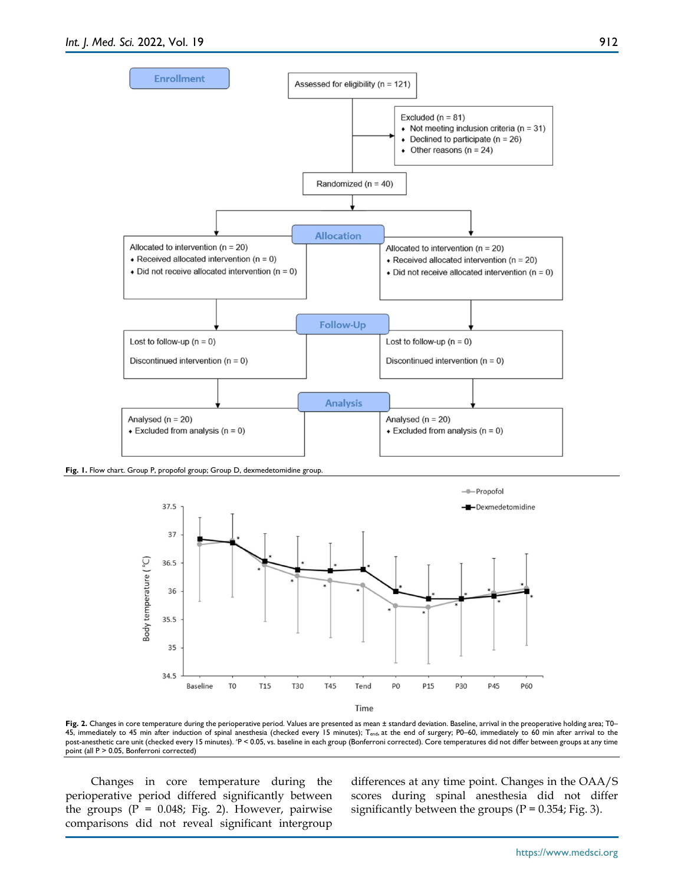Fig. 1. Flow chart. Group P, propofol group; Group D, dexmedetomidine group.

Fig. 2. Changes in core temperature during the perioperative period. Values are presented as mean ± standard deviation. Baseline, arrival in the preoperative holding area; T0–45, immediately to 45 min after induction of spinal anesthesia (checked every 15 minutes); $T_{end}$, at the end of surgery; P0–60, immediately to 60 min after arrival to the post-anesthetic care unit (checked every 15 minutes). *P < 0.05, vs. baseline in each group (Bonferroni corrected). Core temperatures did not differ between groups at any time point (all P > 0.05, Bonferroni corrected)

Changes in core temperature during the perioperative period differed significantly between the groups (P = 0.048; Fig. 2). However, pairwise comparisons did not reveal significant intergroup differences at any time point. Changes in the OAA/S scores during spinal anesthesia did not differ significantly between the groups (P = 0.354; Fig. 3).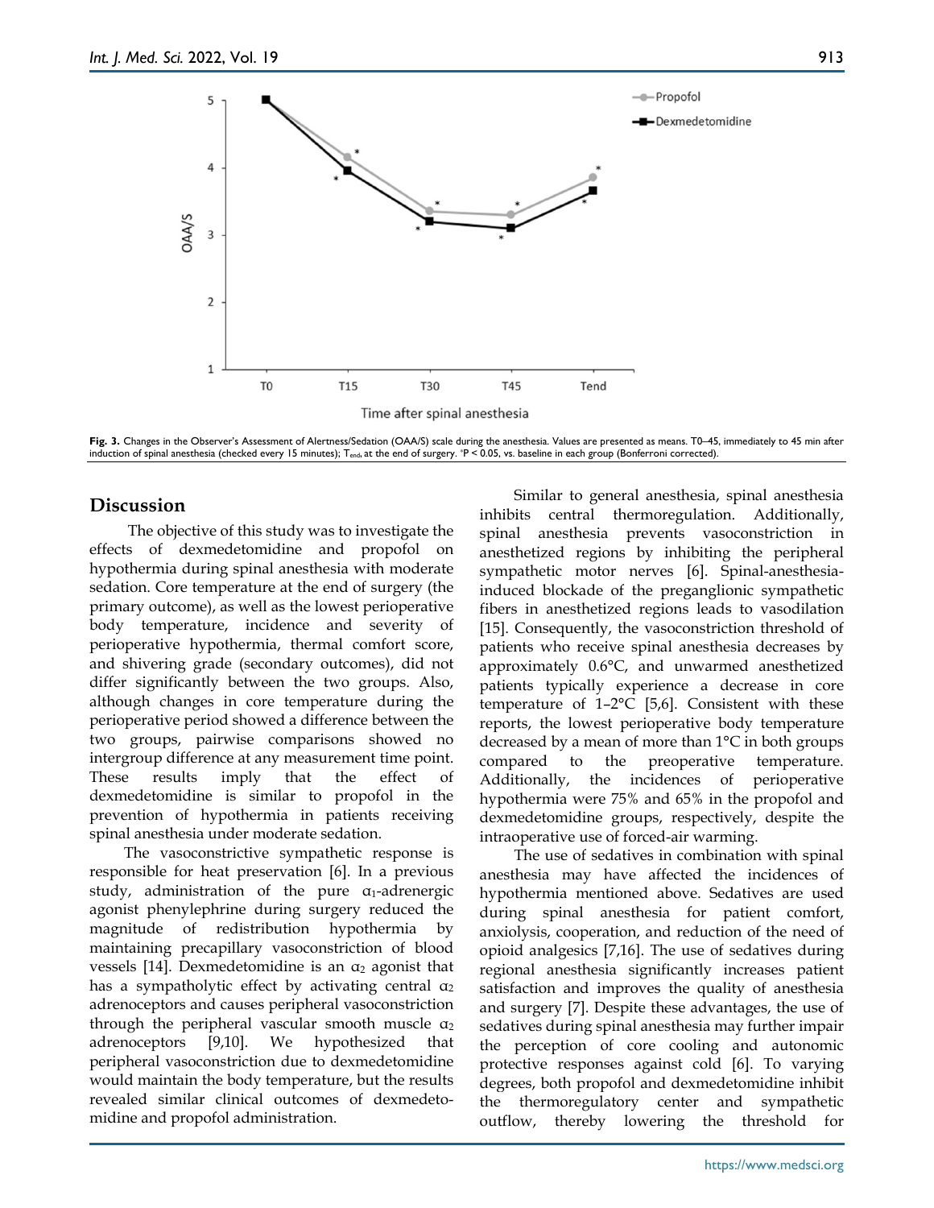**Fig. 3.** Changes in the Observer's Assessment of Alertness/Sedation (OAA/S) scale during the anesthesia. Values are presented as means. T0–45, immediately to 45 min after induction of spinal anesthesia (checked every 15 minutes); $T_{end}$, at the end of surgery. *P < 0.05, vs. baseline in each group (Bonferroni corrected).

## Discussion

The objective of this study was to investigate the effects of dexmedetomidine and propofol on hypothermia during spinal anesthesia with moderate sedation. Core temperature at the end of surgery (the primary outcome), as well as the lowest perioperative body temperature, incidence and severity of perioperative hypothermia, thermal comfort score, and shivering grade (secondary outcomes), did not differ significantly between the two groups. Also, although changes in core temperature during the perioperative period showed a difference between the two groups, pairwise comparisons showed no intergroup difference at any measurement time point. These results imply that the effect of dexmedetomidine is similar to propofol in the prevention of hypothermia in patients receiving spinal anesthesia under moderate sedation.

The vasoconstrictive sympathetic response is responsible for heat preservation [6]. In a previous study, administration of the pure $\alpha_1$-adrenergic agonist phenylephrine during surgery reduced the magnitude of redistribution hypothermia by maintaining precapillary vasoconstriction of blood vessels [14]. Dexmedetomidine is an $\alpha_2$ agonist that has a sympatholytic effect by activating central $\alpha_2$ adrenoceptors and causes peripheral vasoconstriction through the peripheral vascular smooth muscle $\alpha_2$ adrenoceptors [9,10]. We hypothesized that peripheral vasoconstriction due to dexmedetomidine would maintain the body temperature, but the results revealed similar clinical outcomes of dexmedetomidine and propofol administration.

Similar to general anesthesia, spinal anesthesia inhibits central thermoregulation. Additionally, spinal anesthesia prevents vasoconstriction in anesthetized regions by inhibiting the peripheral sympathetic motor nerves [6]. Spinal-anesthesia-induced blockade of the preganglionic sympathetic fibers in anesthetized regions leads to vasodilation [15]. Consequently, the vasoconstriction threshold of patients who receive spinal anesthesia decreases by approximately 0.6°C, and unwarmed anesthetized patients typically experience a decrease in core temperature of 1–2°C [5,6]. Consistent with these reports, the lowest perioperative body temperature decreased by a mean of more than 1°C in both groups compared to the preoperative temperature. Additionally, the incidences of perioperative hypothermia were 75% and 65% in the propofol and dexmedetomidine groups, respectively, despite the intraoperative use of forced-air warming.

The use of sedatives in combination with spinal anesthesia may have affected the incidences of hypothermia mentioned above. Sedatives are used during spinal anesthesia for patient comfort, anxiolysis, cooperation, and reduction of the need of opioid analgesics [7,16]. The use of sedatives during regional anesthesia significantly increases patient satisfaction and improves the quality of anesthesia and surgery [7]. Despite these advantages, the use of sedatives during spinal anesthesia may further impair the perception of core cooling and autonomic protective responses against cold [6]. To varying degrees, both propofol and dexmedetomidine inhibit the thermoregulatory center and sympathetic outflow, thereby lowering the threshold for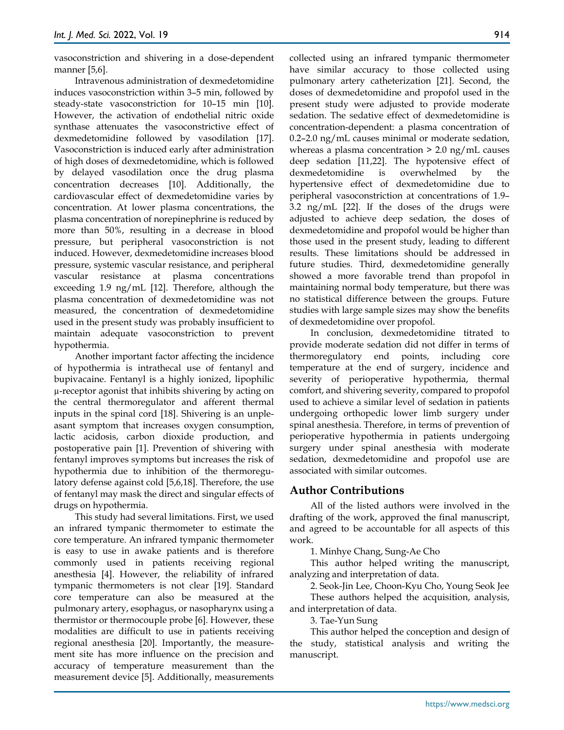vasoconstriction and shivering in a dose-dependent manner [5,6].

Intravenous administration of dexmedetomidine induces vasoconstriction within 3–5 min, followed by steady-state vasoconstriction for 10–15 min [10]. However, the activation of endothelial nitric oxide synthase attenuates the vasoconstrictive effect of dexmedetomidine followed by vasodilation [17]. Vasoconstriction is induced early after administration of high doses of dexmedetomidine, which is followed by delayed vasodilation once the drug plasma concentration decreases [10]. Additionally, the cardiovascular effect of dexmedetomidine varies by concentration. At lower plasma concentrations, the plasma concentration of norepinephrine is reduced by more than 50%, resulting in a decrease in blood pressure, but peripheral vasoconstriction is not induced. However, dexmedetomidine increases blood pressure, systemic vascular resistance, and peripheral vascular resistance at plasma concentrations exceeding 1.9 ng/mL [12]. Therefore, although the plasma concentration of dexmedetomidine was not measured, the concentration of dexmedetomidine used in the present study was probably insufficient to maintain adequate vasoconstriction to prevent hypothermia.

Another important factor affecting the incidence of hypothermia is intrathecal use of fentanyl and bupivacaine. Fentanyl is a highly ionized, lipophilic μ-receptor agonist that inhibits shivering by acting on the central thermoregulator and afferent thermal inputs in the spinal cord [18]. Shivering is an unpleasant symptom that increases oxygen consumption, lactic acidosis, carbon dioxide production, and postoperative pain [1]. Prevention of shivering with fentanyl improves symptoms but increases the risk of hypothermia due to inhibition of the thermoregulatory defense against cold [5,6,18]. Therefore, the use of fentanyl may mask the direct and singular effects of drugs on hypothermia.

This study had several limitations. First, we used an infrared tympanic thermometer to estimate the core temperature. An infrared tympanic thermometer is easy to use in awake patients and is therefore commonly used in patients receiving regional anesthesia [4]. However, the reliability of infrared tympanic thermometers is not clear [19]. Standard core temperature can also be measured at the pulmonary artery, esophagus, or nasopharynx using a thermistor or thermocouple probe [6]. However, these modalities are difficult to use in patients receiving regional anesthesia [20]. Importantly, the measurement site has more influence on the precision and accuracy of temperature measurement than the measurement device [5]. Additionally, measurements collected using an infrared tympanic thermometer have similar accuracy to those collected using pulmonary artery catheterization [21]. Second, the doses of dexmedetomidine and propofol used in the present study were adjusted to provide moderate sedation. The sedative effect of dexmedetomidine is concentration-dependent: a plasma concentration of 0.2–2.0 ng/mL causes minimal or moderate sedation, whereas a plasma concentration > 2.0 ng/mL causes deep sedation [11,22]. The hypotensive effect of dexmedetomidine is overwhelmed by the hypertensive effect of dexmedetomidine due to peripheral vasoconstriction at concentrations of 1.9–3.2 ng/mL [22]. If the doses of the drugs were adjusted to achieve deep sedation, the doses of dexmedetomidine and propofol would be higher than those used in the present study, leading to different results. These limitations should be addressed in future studies. Third, dexmedetomidine generally showed a more favorable trend than propofol in maintaining normal body temperature, but there was no statistical difference between the groups. Future studies with large sample sizes may show the benefits of dexmedetomidine over propofol.

In conclusion, dexmedetomidine titrated to provide moderate sedation did not differ in terms of thermoregulatory end points, including core temperature at the end of surgery, incidence and severity of perioperative hypothermia, thermal comfort, and shivering severity, compared to propofol used to achieve a similar level of sedation in patients undergoing orthopedic lower limb surgery under spinal anesthesia. Therefore, in terms of prevention of perioperative hypothermia in patients undergoing surgery under spinal anesthesia with moderate sedation, dexmedetomidine and propofol use are associated with similar outcomes.

## Author Contributions

All of the listed authors were involved in the drafting of the work, approved the final manuscript, and agreed to be accountable for all aspects of this work.

1. Minhye Chang, Sung-Ae Cho

This author helped writing the manuscript, analyzing and interpretation of data.

2. Seok-Jin Lee, Choon-Kyu Cho, Young Seok Jee

These authors helped the acquisition, analysis, and interpretation of data.

3. Tae-Yun Sung

This author helped the conception and design of the study, statistical analysis and writing the manuscript.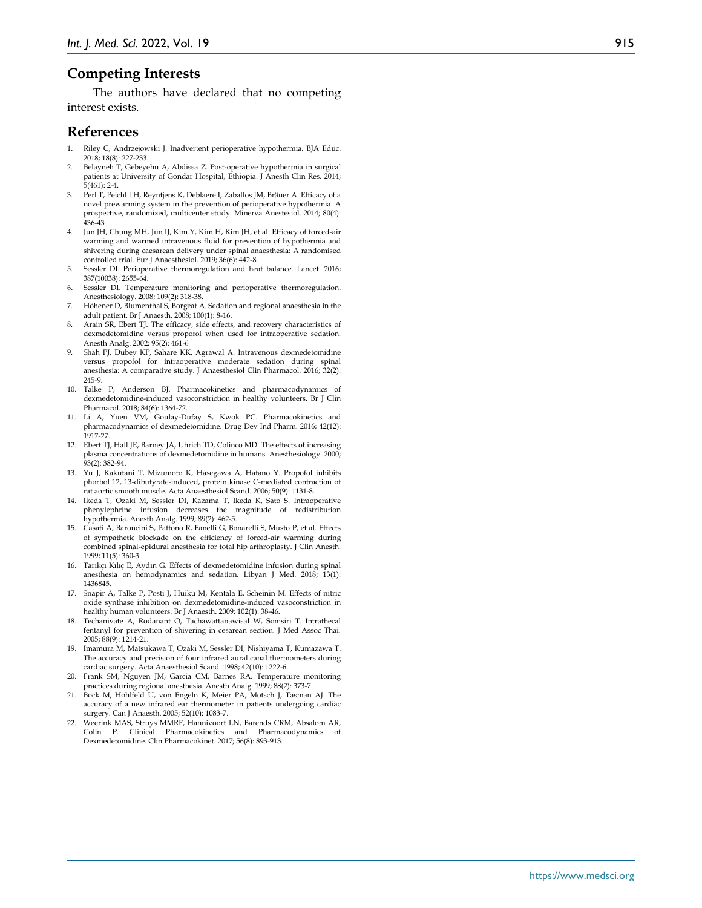## Competing Interests

The authors have declared that no competing interest exists.

## References

1. Riley C, Andrzejowski J. Inadvertent perioperative hypothermia. BJA Educ. 2018; 18(8): 227-233.
2. Belayneh T, Gebeyehu A, Abdissa Z. Post-operative hypothermia in surgical patients at University of Gondar Hospital, Ethiopia. J Anesth Clin Res. 2014; 5(461): 2-4.
3. Perl T, Peichl LH, Reyntjens K, Deblaere I, Zaballos JM, Bräuer A. Efficacy of a novel prewarming system in the prevention of perioperative hypothermia. A prospective, randomized, multicenter study. Minerva Anestesiol. 2014; 80(4): 436-43
4. Jun JH, Chung MH, Jun IJ, Kim Y, Kim H, Kim JH, et al. Efficacy of forced-air warming and warmed intravenous fluid for prevention of hypothermia and shivering during caesarean delivery under spinal anaesthesia: A randomised controlled trial. Eur J Anaesthesiol. 2019; 36(6): 442-8.
5. Sessler DI. Perioperative thermoregulation and heat balance. Lancet. 2016; 387(10038): 2655-64.
6. Sessler DI. Temperature monitoring and perioperative thermoregulation. Anesthesiology. 2008; 109(2): 318-38.
7. Höhener D, Blumenthal S, Borgeat A. Sedation and regional anaesthesia in the adult patient. Br J Anaesth. 2008; 100(1): 8-16.
8. Arain SR, Ebert TJ. The efficacy, side effects, and recovery characteristics of dexmedetomidine versus propofol when used for intraoperative sedation. Anesth Analg. 2002; 95(2): 461-6
9. Shah PJ, Dubey KP, Sahare KK, Agrawal A. Intravenous dexmedetomidine versus propofol for intraoperative moderate sedation during spinal anesthesia: A comparative study. J Anaesthesiol Clin Pharmacol. 2016; 32(2): 245-9.
10. Talke P, Anderson BJ. Pharmacokinetics and pharmacodynamics of dexmedetomidine-induced vasoconstriction in healthy volunteers. Br J Clin Pharmacol. 2018; 84(6): 1364-72.
11. Li A, Yuen VM, Goulay-Dufay S, Kwok PC. Pharmacokinetics and pharmacodynamics of dexmedetomidine. Drug Dev Ind Pharm. 2016; 42(12): 1917-27.
12. Ebert TJ, Hall JE, Barney JA, Uhrich TD, Colinco MD. The effects of increasing plasma concentrations of dexmedetomidine in humans. Anesthesiology. 2000; 93(2): 382-94.
13. Yu J, Kakutani T, Mizumoto K, Hasegawa A, Hatano Y. Propofol inhibits phorbol 12, 13-dibutyrate-induced, protein kinase C-mediated contraction of rat aortic smooth muscle. Acta Anaesthesiol Scand. 2006; 50(9): 1131-8.
14. Ikeda T, Ozaki M, Sessler DI, Kazama T, Ikeda K, Sato S. Intraoperative phenylephrine infusion decreases the magnitude of redistribution hypothermia. Anesth Analg. 1999; 89(2): 462-5.
15. Casati A, Baroncini S, Pattono R, Fanelli G, Bonarelli S, Musto P, et al. Effects of sympathetic blockade on the efficiency of forced-air warming during combined spinal-epidural anesthesia for total hip arthroplasty. J Clin Anesth. 1999; 11(5): 360-3.
16. Tarıkçı Kılıç E, Aydın G. Effects of dexmedetomidine infusion during spinal anesthesia on hemodynamics and sedation. Libyan J Med. 2018; 13(1): 1436845.
17. Snapir A, Talke P, Posti J, Huiku M, Kentala E, Scheinin M. Effects of nitric oxide synthase inhibition on dexmedetomidine-induced vasoconstriction in healthy human volunteers. Br J Anaesth. 2009; 102(1): 38-46.
18. Techanivate A, Rodanant O, Tachawattanawisal W, Somsiri T. Intrathecal fentanyl for prevention of shivering in cesarean section. J Med Assoc Thai. 2005; 88(9): 1214-21.
19. Imamura M, Matsukawa T, Ozaki M, Sessler DI, Nishiyama T, Kumazawa T. The accuracy and precision of four infrared aural canal thermometers during cardiac surgery. Acta Anaesthesiol Scand. 1998; 42(10): 1222-6.
20. Frank SM, Nguyen JM, Garcia CM, Barnes RA. Temperature monitoring practices during regional anesthesia. Anesth Analg. 1999; 88(2): 373-7.
21. Bock M, Hohlfeld U, von Engeln K, Meier PA, Motsch J, Tasman AJ. The accuracy of a new infrared ear thermometer in patients undergoing cardiac surgery. Can J Anaesth. 2005; 52(10): 1083-7.
22. Weerink MAS, Struys MMRF, Hannivoort LN, Barends CRM, Absalom AR, Colin P. Clinical Pharmacokinetics and Pharmacodynamics of Dexmedetomidine. Clin Pharmacokinet. 2017; 56(8): 893-913.